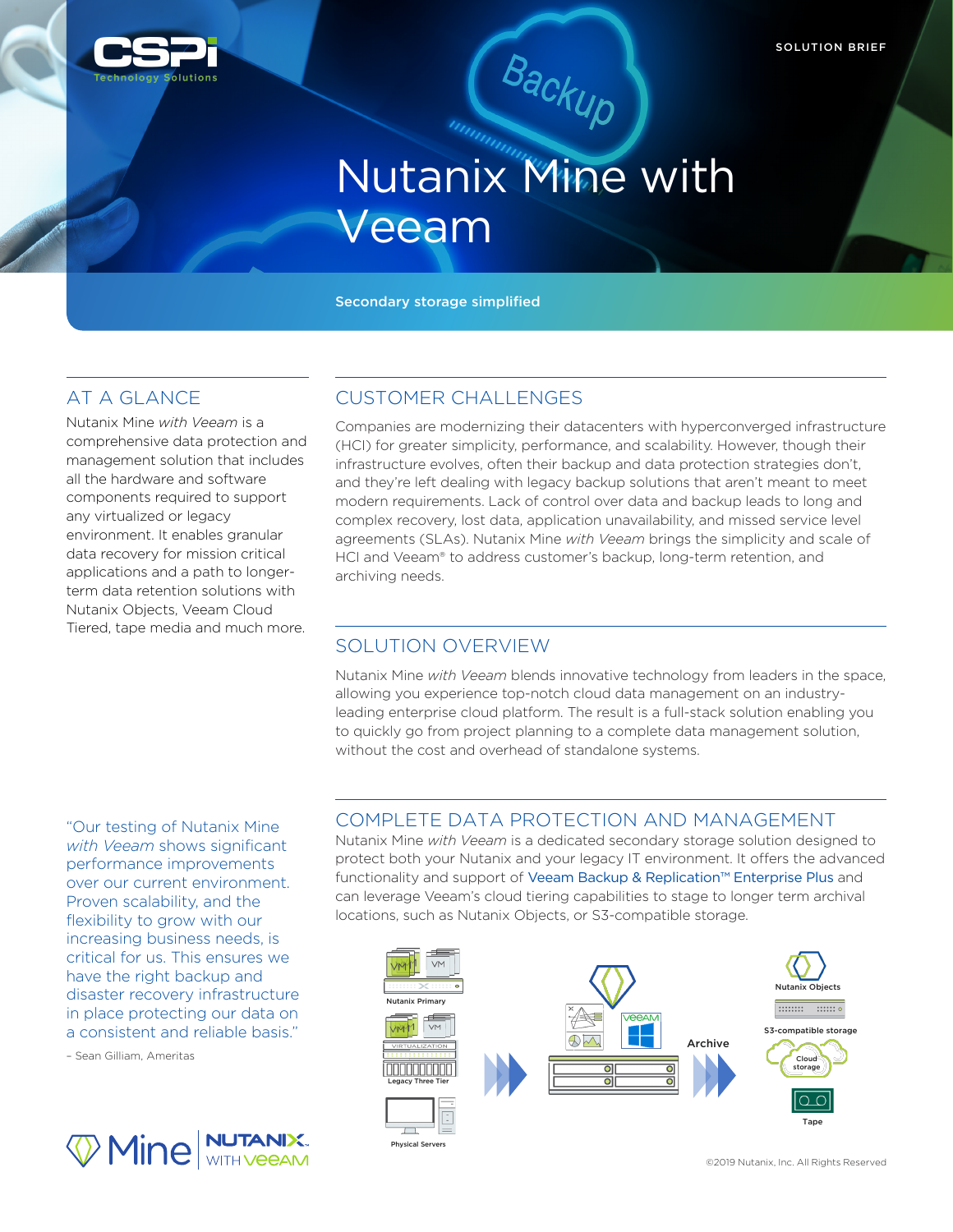SOLUTION BRIEF

# Nutanix Mine with Veeam

Secondary storage simplified

## AT A GLANCE

Nutanix Mine *with Veeam* is a comprehensive data protection and management solution that includes all the hardware and software components required to support any virtualized or legacy environment. It enables granular data recovery for mission critical applications and a path to longer-term data retention solutions with Nutanix Objects, Veeam Cloud Tiered, tape media and much more.

## CUSTOMER CHALLENGES

Companies are modernizing their datacenters with hyperconverged infrastructure (HCI) for greater simplicity, performance, and scalability. However, though their infrastructure evolves, often their backup and data protection strategies don't, and they're left dealing with legacy backup solutions that aren't meant to meet modern requirements. Lack of control over data and backup leads to long and complex recovery, lost data, application unavailability, and missed service level agreements (SLAs). Nutanix Mine *with Veeam* brings the simplicity and scale of HCI and Veeam® to address customer's backup, long-term retention, and archiving needs.

## SOLUTION OVERVIEW

Nutanix Mine *with Veeam* blends innovative technology from leaders in the space, allowing you experience top-notch cloud data management on an industry-leading enterprise cloud platform. The result is a full-stack solution enabling you to quickly go from project planning to a complete data management solution, without the cost and overhead of standalone systems.

"Our testing of Nutanix Mine *with Veeam* shows significant performance improvements over our current environment. Proven scalability, and the flexibility to grow with our increasing business needs, is critical for us. This ensures we have the right backup and disaster recovery infrastructure in place protecting our data on a consistent and reliable basis."

– Sean Gilliam, Ameritas

## COMPLETE DATA PROTECTION AND MANAGEMENT

Nutanix Mine *with Veeam* is a dedicated secondary storage solution designed to protect both your Nutanix and your legacy IT environment. It offers the advanced functionality and support of Veeam Backup & Replication™ Enterprise Plus and can leverage Veeam's cloud tiering capabilities to stage to longer term archival locations, such as Nutanix Objects, or S3-compatible storage.

Nutanix Primary

Legacy Three Tier

Physical Servers

Archive

Nutanix Objects

S3-compatible storage

Cloud storage

Tape

©2019 Nutanix, Inc. All Rights Reserved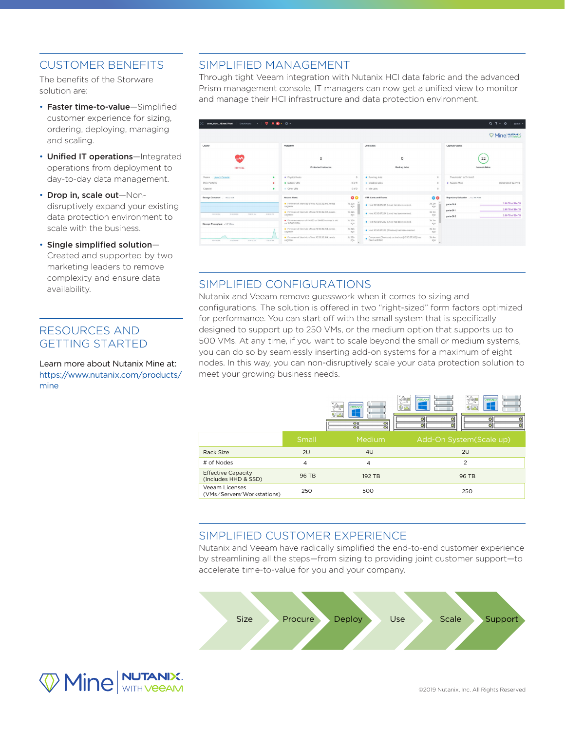## CUSTOMER BENEFITS

The benefits of the Storware solution are:

- **Faster time-to-value**—Simplified customer experience for sizing, ordering, deploying, managing and scaling.
- **Unified IT operations**—Integrated operations from deployment to day-to-day data management.
- **Drop in, scale out**—Non-disruptively expand your existing data protection environment to scale with the business.
- **Single simplified solution**—Created and supported by two marketing leaders to remove complexity and ensure data availability.

## RESOURCES AND GETTING STARTED

Learn more about Nutanix Mine at: https://www.nutanix.com/products/mine

## SIMPLIFIED MANAGEMENT

Through tight Veeam integration with Nutanix HCI data fabric and the advanced Prism management console, IT managers can now get a unified view to monitor and manage their HCI infrastructure and data protection environment.

## SIMPLIFIED CONFIGURATIONS

Nutanix and Veeam remove guesswork when it comes to sizing and configurations. The solution is offered in two "right-sized" form factors optimized for performance. You can start off with the small system that is specifically designed to support up to 250 VMs, or the medium option that supports up to 500 VMs. At any time, if you want to scale beyond the small or medium systems, you can do so by seamlessly inserting add-on systems for a maximum of eight nodes. In this way, you can non-disruptively scale your data protection solution to meet your growing business needs.

| | Small | Medium | Add-On System(Scale up) |
|---|---|---|---|
| Rack Size | 2U | 4U | 2U |
| # of Nodes | 4 | 4 | 2 |
| Effective Capacity (Includes HHD & SSD) | 96 TB | 192 TB | 96 TB |
| Veeam Licenses (VMs/Servers/Workstations) | 250 | 500 | 250 |

## SIMPLIFIED CUSTOMER EXPERIENCE

Nutanix and Veeam have radically simplified the end-to-end customer experience by streamlining all the steps—from sizing to providing joint customer support—to accelerate time-to-value for you and your company.

Size → Procure → Deploy → Use → Scale → Support

©2019 Nutanix, Inc. All Rights Reserved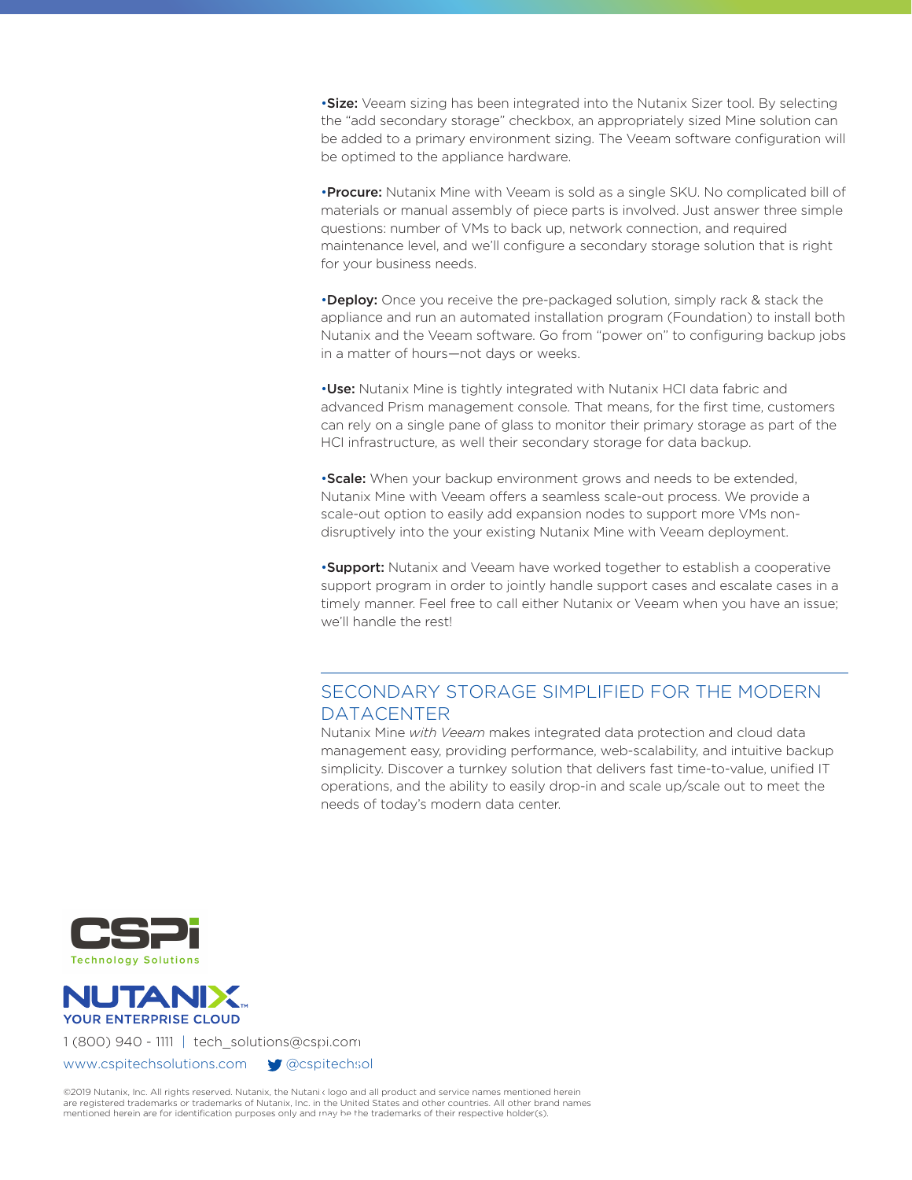•**Size:** Veeam sizing has been integrated into the Nutanix Sizer tool. By selecting the "add secondary storage" checkbox, an appropriately sized Mine solution can be added to a primary environment sizing. The Veeam software configuration will be optimed to the appliance hardware.

•**Procure:** Nutanix Mine with Veeam is sold as a single SKU. No complicated bill of materials or manual assembly of piece parts is involved. Just answer three simple questions: number of VMs to back up, network connection, and required maintenance level, and we'll configure a secondary storage solution that is right for your business needs.

•**Deploy:** Once you receive the pre-packaged solution, simply rack & stack the appliance and run an automated installation program (Foundation) to install both Nutanix and the Veeam software. Go from "power on" to configuring backup jobs in a matter of hours—not days or weeks.

•**Use:** Nutanix Mine is tightly integrated with Nutanix HCI data fabric and advanced Prism management console. That means, for the first time, customers can rely on a single pane of glass to monitor their primary storage as part of the HCI infrastructure, as well their secondary storage for data backup.

•**Scale:** When your backup environment grows and needs to be extended, Nutanix Mine with Veeam offers a seamless scale-out process. We provide a scale-out option to easily add expansion nodes to support more VMs non-disruptively into the your existing Nutanix Mine with Veeam deployment.

•**Support:** Nutanix and Veeam have worked together to establish a cooperative support program in order to jointly handle support cases and escalate cases in a timely manner. Feel free to call either Nutanix or Veeam when you have an issue; we'll handle the rest!

## SECONDARY STORAGE SIMPLIFIED FOR THE MODERN DATACENTER

Nutanix Mine *with Veeam* makes integrated data protection and cloud data management easy, providing performance, web-scalability, and intuitive backup simplicity. Discover a turnkey solution that delivers fast time-to-value, unified IT operations, and the ability to easily drop-in and scale up/scale out to meet the needs of today's modern data center.

CSPi Technology Solutions

NUTANIX YOUR ENTERPRISE CLOUD

1 (800) 940 - 1111 | tech_solutions@cspi.com

www.cspitechsolutions.com @cspitechsol

©2019 Nutanix, Inc. All rights reserved. Nutanix, the Nutanix logo and all product and service names mentioned herein are registered trademarks or trademarks of Nutanix, Inc. in the United States and other countries. All other brand names mentioned herein are for identification purposes only and may be the trademarks of their respective holder(s).